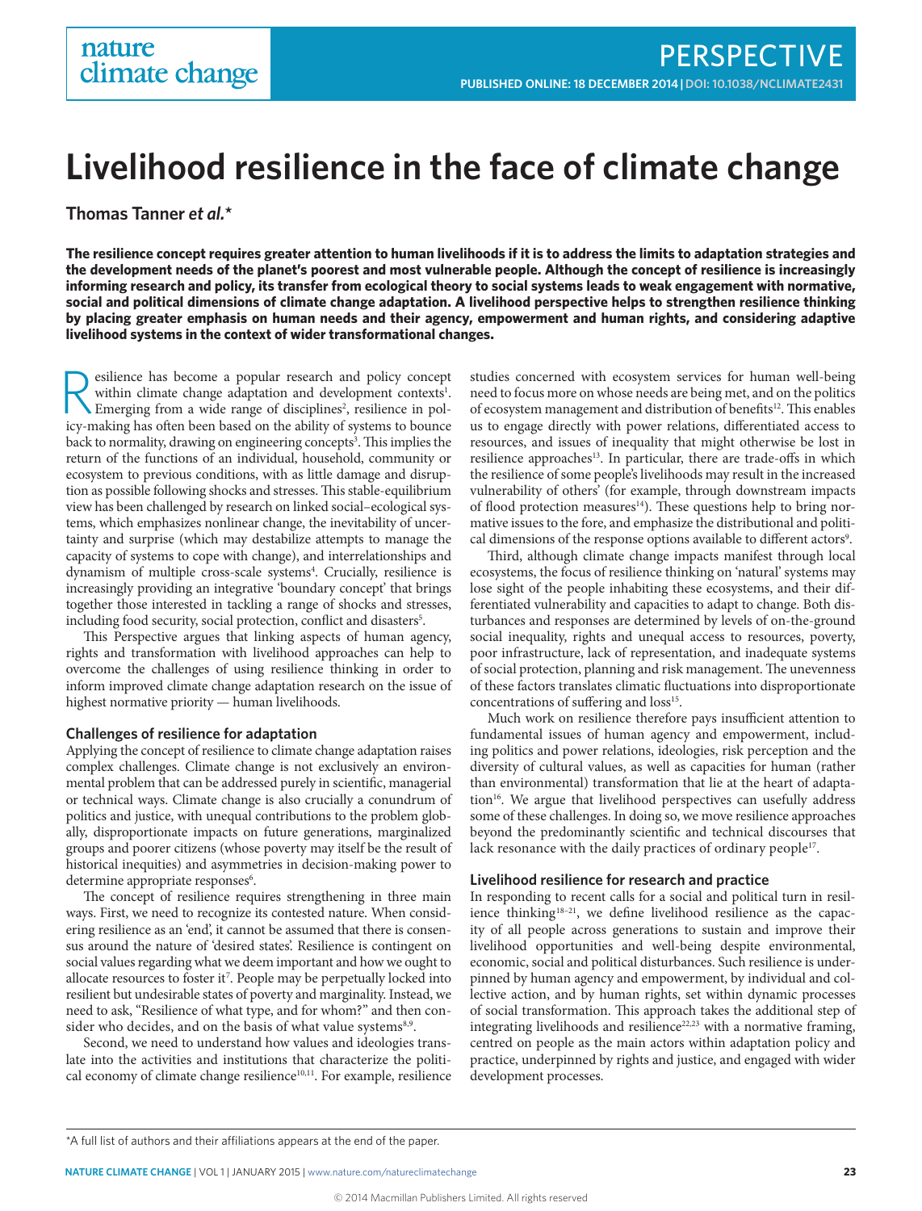# Livelihood resilience in the face of climate change

**Thomas Tanner *et al.****

**The resilience concept requires greater attention to human livelihoods if it is to address the limits to adaptation strategies and the development needs of the planet's poorest and most vulnerable people. Although the concept of resilience is increasingly informing research and policy, its transfer from ecological theory to social systems leads to weak engagement with normative, social and political dimensions of climate change adaptation. A livelihood perspective helps to strengthen resilience thinking by placing greater emphasis on human needs and their agency, empowerment and human rights, and considering adaptive livelihood systems in the context of wider transformational changes.**

Resilience has become a popular research and policy concept within climate change adaptation and development contexts[1]. Emerging from a wide range of disciplines[2], resilience in policy-making has often been based on the ability of systems to bounce back to normality, drawing on engineering concepts[3]. This implies the return of the functions of an individual, household, community or ecosystem to previous conditions, with as little damage and disruption as possible following shocks and stresses. This stable-equilibrium view has been challenged by research on linked social–ecological systems, which emphasizes nonlinear change, the inevitability of uncertainty and surprise (which may destabilize attempts to manage the capacity of systems to cope with change), and interrelationships and dynamism of multiple cross-scale systems[4]. Crucially, resilience is increasingly providing an integrative 'boundary concept' that brings together those interested in tackling a range of shocks and stresses, including food security, social protection, conflict and disasters[5].

This Perspective argues that linking aspects of human agency, rights and transformation with livelihood approaches can help to overcome the challenges of using resilience thinking in order to inform improved climate change adaptation research on the issue of highest normative priority — human livelihoods.

## Challenges of resilience for adaptation

Applying the concept of resilience to climate change adaptation raises complex challenges. Climate change is not exclusively an environmental problem that can be addressed purely in scientific, managerial or technical ways. Climate change is also crucially a conundrum of politics and justice, with unequal contributions to the problem globally, disproportionate impacts on future generations, marginalized groups and poorer citizens (whose poverty may itself be the result of historical inequities) and asymmetries in decision-making power to determine appropriate responses[6].

The concept of resilience requires strengthening in three main ways. First, we need to recognize its contested nature. When considering resilience as an 'end', it cannot be assumed that there is consensus around the nature of 'desired states'. Resilience is contingent on social values regarding what we deem important and how we ought to allocate resources to foster it[7]. People may be perpetually locked into resilient but undesirable states of poverty and marginality. Instead, we need to ask, "Resilience of what type, and for whom?" and then consider who decides, and on the basis of what value systems[8,9].

Second, we need to understand how values and ideologies translate into the activities and institutions that characterize the political economy of climate change resilience[10,11]. For example, resilience studies concerned with ecosystem services for human well-being need to focus more on whose needs are being met, and on the politics of ecosystem management and distribution of benefits[12]. This enables us to engage directly with power relations, differentiated access to resources, and issues of inequality that might otherwise be lost in resilience approaches[13]. In particular, there are trade-offs in which the resilience of some people's livelihoods may result in the increased vulnerability of others' (for example, through downstream impacts of flood protection measures[14]). These questions help to bring normative issues to the fore, and emphasize the distributional and political dimensions of the response options available to different actors[9].

Third, although climate change impacts manifest through local ecosystems, the focus of resilience thinking on 'natural' systems may lose sight of the people inhabiting these ecosystems, and their differentiated vulnerability and capacities to adapt to change. Both disturbances and responses are determined by levels of on-the-ground social inequality, rights and unequal access to resources, poverty, poor infrastructure, lack of representation, and inadequate systems of social protection, planning and risk management. The unevenness of these factors translates climatic fluctuations into disproportionate concentrations of suffering and loss[15].

Much work on resilience therefore pays insufficient attention to fundamental issues of human agency and empowerment, including politics and power relations, ideologies, risk perception and the diversity of cultural values, as well as capacities for human (rather than environmental) transformation that lie at the heart of adaptation[16]. We argue that livelihood perspectives can usefully address some of these challenges. In doing so, we move resilience approaches beyond the predominantly scientific and technical discourses that lack resonance with the daily practices of ordinary people[17].

## Livelihood resilience for research and practice

In responding to recent calls for a social and political turn in resilience thinking[18–21], we define livelihood resilience as the capacity of all people across generations to sustain and improve their livelihood opportunities and well-being despite environmental, economic, social and political disturbances. Such resilience is underpinned by human agency and empowerment, by individual and collective action, and by human rights, set within dynamic processes of social transformation. This approach takes the additional step of integrating livelihoods and resilience[22,23] with a normative framing, centred on people as the main actors within adaptation policy and practice, underpinned by rights and justice, and engaged with wider development processes.

*A full list of authors and their affiliations appears at the end of the paper.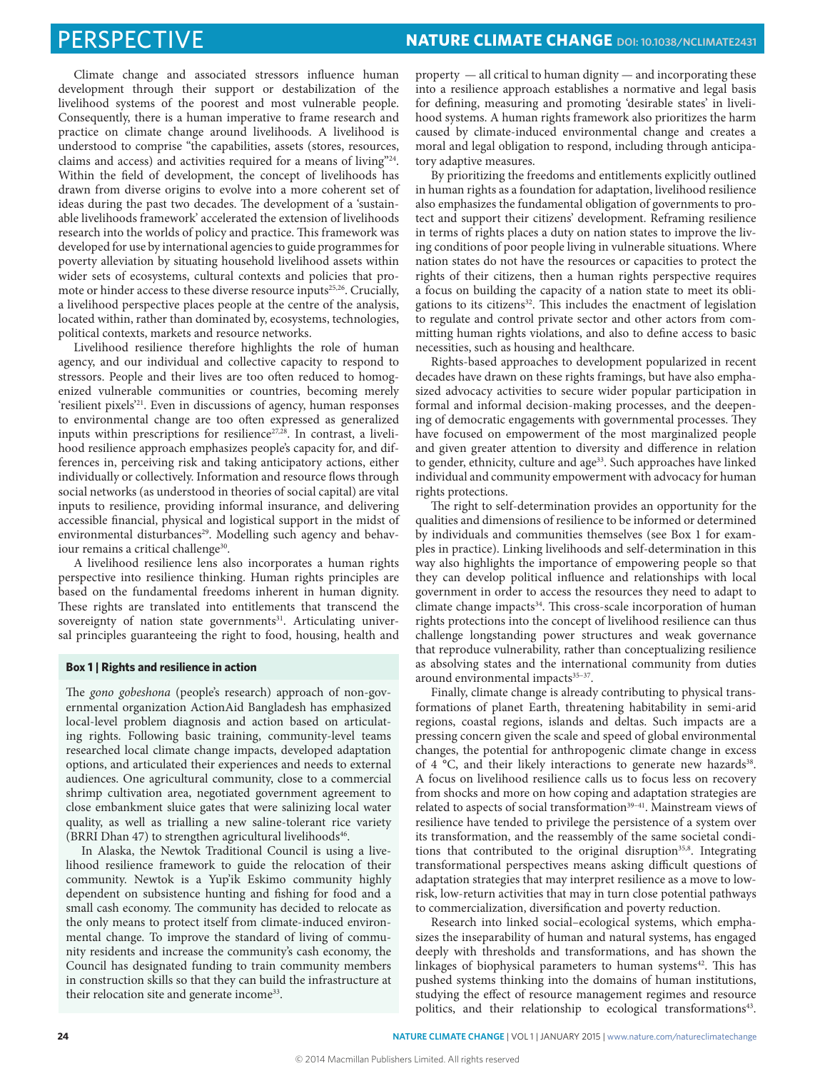Climate change and associated stressors influence human development through their support or destabilization of the livelihood systems of the poorest and most vulnerable people. Consequently, there is a human imperative to frame research and practice on climate change around livelihoods. A livelihood is understood to comprise "the capabilities, assets (stores, resources, claims and access) and activities required for a means of living"[24]. Within the field of development, the concept of livelihoods has drawn from diverse origins to evolve into a more coherent set of ideas during the past two decades. The development of a 'sustainable livelihoods framework' accelerated the extension of livelihoods research into the worlds of policy and practice. This framework was developed for use by international agencies to guide programmes for poverty alleviation by situating household livelihood assets within wider sets of ecosystems, cultural contexts and policies that promote or hinder access to these diverse resource inputs[25,26]. Crucially, a livelihood perspective places people at the centre of the analysis, located within, rather than dominated by, ecosystems, technologies, political contexts, markets and resource networks.

Livelihood resilience therefore highlights the role of human agency, and our individual and collective capacity to respond to stressors. People and their lives are too often reduced to homogenized vulnerable communities or countries, becoming merely 'resilient pixels'[21]. Even in discussions of agency, human responses to environmental change are too often expressed as generalized inputs within prescriptions for resilience[27,28]. In contrast, a livelihood resilience approach emphasizes people's capacity for, and differences in, perceiving risk and taking anticipatory actions, either individually or collectively. Information and resource flows through social networks (as understood in theories of social capital) are vital inputs to resilience, providing informal insurance, and delivering accessible financial, physical and logistical support in the midst of environmental disturbances[29]. Modelling such agency and behaviour remains a critical challenge[30].

A livelihood resilience lens also incorporates a human rights perspective into resilience thinking. Human rights principles are based on the fundamental freedoms inherent in human dignity. These rights are translated into entitlements that transcend the sovereignty of nation state governments[31]. Articulating universal principles guaranteeing the right to food, housing, health and property — all critical to human dignity — and incorporating these into a resilience approach establishes a normative and legal basis for defining, measuring and promoting 'desirable states' in livelihood systems. A human rights framework also prioritizes the harm caused by climate-induced environmental change and creates a moral and legal obligation to respond, including through anticipatory adaptive measures.

By prioritizing the freedoms and entitlements explicitly outlined in human rights as a foundation for adaptation, livelihood resilience also emphasizes the fundamental obligation of governments to protect and support their citizens' development. Reframing resilience in terms of rights places a duty on nation states to improve the living conditions of poor people living in vulnerable situations. Where nation states do not have the resources or capacities to protect the rights of their citizens, then a human rights perspective requires a focus on building the capacity of a nation state to meet its obligations to its citizens[32]. This includes the enactment of legislation to regulate and control private sector and other actors from committing human rights violations, and also to define access to basic necessities, such as housing and healthcare.

Rights-based approaches to development popularized in recent decades have drawn on these rights framings, but have also emphasized advocacy activities to secure wider popular participation in formal and informal decision-making processes, and the deepening of democratic engagements with governmental processes. They have focused on empowerment of the most marginalized people and given greater attention to diversity and difference in relation to gender, ethnicity, culture and age[33]. Such approaches have linked individual and community empowerment with advocacy for human rights protections.

The right to self-determination provides an opportunity for the qualities and dimensions of resilience to be informed or determined by individuals and communities themselves (see Box 1 for examples in practice). Linking livelihoods and self-determination in this way also highlights the importance of empowering people so that they can develop political influence and relationships with local government in order to access the resources they need to adapt to climate change impacts[34]. This cross-scale incorporation of human rights protections into the concept of livelihood resilience can thus challenge longstanding power structures and weak governance that reproduce vulnerability, rather than conceptualizing resilience as absolving states and the international community from duties around environmental impacts[35–37].

Finally, climate change is already contributing to physical transformations of planet Earth, threatening habitability in semi-arid regions, coastal regions, islands and deltas. Such impacts are a pressing concern given the scale and speed of global environmental changes, the potential for anthropogenic climate change in excess of 4 °C, and their likely interactions to generate new hazards[38]. A focus on livelihood resilience calls us to focus less on recovery from shocks and more on how coping and adaptation strategies are related to aspects of social transformation[39–41]. Mainstream views of resilience have tended to privilege the persistence of a system over its transformation, and the reassembly of the same societal conditions that contributed to the original disruption[35,8]. Integrating transformational perspectives means asking difficult questions of adaptation strategies that may interpret resilience as a move to low-risk, low-return activities that may in turn close potential pathways to commercialization, diversification and poverty reduction.

Research into linked social–ecological systems, which emphasizes the inseparability of human and natural systems, has engaged deeply with thresholds and transformations, and has shown the linkages of biophysical parameters to human systems[42]. This has pushed systems thinking into the domains of human institutions, studying the effect of resource management regimes and resource politics, and their relationship to ecological transformations[43].

**Box 1 | Rights and resilience in action**

The *gono gobeshona* (people's research) approach of non-governmental organization ActionAid Bangladesh has emphasized local-level problem diagnosis and action based on articulating rights. Following basic training, community-level teams researched local climate change impacts, developed adaptation options, and articulated their experiences and needs to external audiences. One agricultural community, close to a commercial shrimp cultivation area, negotiated government agreement to close embankment sluice gates that were salinizing local water quality, as well as trialling a new saline-tolerant rice variety (BRRI Dhan 47) to strengthen agricultural livelihoods[46].

In Alaska, the Newtok Traditional Council is using a livelihood resilience framework to guide the relocation of their community. Newtok is a Yup'ik Eskimo community highly dependent on subsistence hunting and fishing for food and a small cash economy. The community has decided to relocate as the only means to protect itself from climate-induced environmental change. To improve the standard of living of community residents and increase the community's cash economy, the Council has designated funding to train community members in construction skills so that they can build the infrastructure at their relocation site and generate income[33].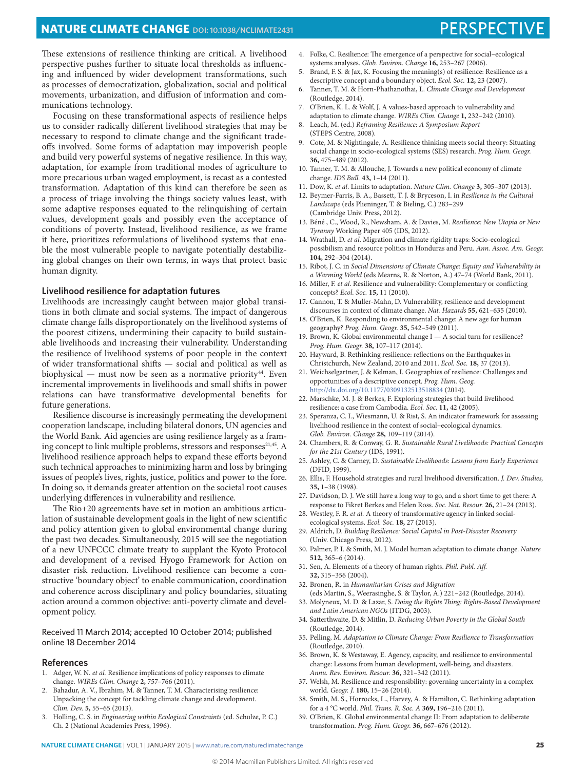These extensions of resilience thinking are critical. A livelihood perspective pushes further to situate local thresholds as influencing and influenced by wider development transformations, such as processes of democratization, globalization, social and political movements, urbanization, and diffusion of information and communications technology.

Focusing on these transformational aspects of resilience helps us to consider radically different livelihood strategies that may be necessary to respond to climate change and the significant trade-offs involved. Some forms of adaptation may impoverish people and build very powerful systems of negative resilience. In this way, adaptation, for example from traditional modes of agriculture to more precarious urban waged employment, is recast as a contested transformation. Adaptation of this kind can therefore be seen as a process of triage involving the things society values least, with some adaptive responses equated to the relinquishing of certain values, development goals and possibly even the acceptance of conditions of poverty. Instead, livelihood resilience, as we frame it here, prioritizes reformulations of livelihood systems that enable the most vulnerable people to navigate potentially destabilizing global changes on their own terms, in ways that protect basic human dignity.

### Livelihood resilience for adaptation futures

Livelihoods are increasingly caught between major global transitions in both climate and social systems. The impact of dangerous climate change falls disproportionately on the livelihood systems of the poorest citizens, undermining their capacity to build sustainable livelihoods and increasing their vulnerability. Understanding the resilience of livelihood systems of poor people in the context of wider transformational shifts — social and political as well as biophysical — must now be seen as a normative priority[44]. Even incremental improvements in livelihoods and small shifts in power relations can have transformative developmental benefits for future generations.

Resilience discourse is increasingly permeating the development cooperation landscape, including bilateral donors, UN agencies and the World Bank. Aid agencies are using resilience largely as a framing concept to link multiple problems, stressors and responses[21,45]. A livelihood resilience approach helps to expand these efforts beyond such technical approaches to minimizing harm and loss by bringing issues of people's lives, rights, justice, politics and power to the fore. In doing so, it demands greater attention on the societal root causes underlying differences in vulnerability and resilience.

The Rio+20 agreements have set in motion an ambitious articulation of sustainable development goals in the light of new scientific and policy attention given to global environmental change during the past two decades. Simultaneously, 2015 will see the negotiation of a new UNFCCC climate treaty to supplant the Kyoto Protocol and development of a revised Hyogo Framework for Action on disaster risk reduction. Livelihood resilience can become a constructive 'boundary object' to enable communication, coordination and coherence across disciplinary and policy boundaries, situating action around a common objective: anti-poverty climate and development policy.

Received 11 March 2014; accepted 10 October 2014; published online 18 December 2014

### References

1. Adger, W. N. *et al.* Resilience implications of policy responses to climate change. *WIREs Clim. Change* **2,** 757–766 (2011).
2. Bahadur, A. V., Ibrahim, M. & Tanner, T. M. Characterising resilience: Unpacking the concept for tackling climate change and development. *Clim. Dev.* **5,** 55–65 (2013).
3. Holling, C. S. in *Engineering within Ecological Constraints* (ed. Schulze, P. C.) Ch. 2 (National Academies Press, 1996).
4. Folke, C. Resilience: The emergence of a perspective for social–ecological systems analyses. *Glob. Environ. Change* **16,** 253–267 (2006).
5. Brand, F. S. & Jax, K. Focusing the meaning(s) of resilience: Resilience as a descriptive concept and a boundary object. *Ecol. Soc.* **12,** 23 (2007).
6. Tanner, T. M. & Horn-Phathanothai, L. *Climate Change and Development* (Routledge, 2014).
7. O'Brien, K. L. & Wolf, J. A values-based approach to vulnerability and adaptation to climate change. *WIREs Clim. Change* **1,** 232–242 (2010).
8. Leach, M. (ed.) *Reframing Resilience: A Symposium Report* (STEPS Centre, 2008).
9. Cote, M. & Nightingale, A. Resilience thinking meets social theory: Situating social change in socio-ecological systems (SES) research. *Prog. Hum. Geogr.* **36,** 475–489 (2012).
10. Tanner, T. M. & Allouche, J. Towards a new political economy of climate change. *IDS Bull.* **43,** 1–14 (2011).
11. Dow, K. *et al.* Limits to adaptation. *Nature Clim. Change* **3,** 305–307 (2013).
12. Beymer-Farris, B. A., Bassett, T. J. & Bryceson, I. in *Resilience in the Cultural Landscape* (eds Plieninger, T. & Bieling, C.) 283–299 (Cambridge Univ. Press, 2012).
13. Béné , C., Wood, R., Newsham, A. & Davies, M. *Resilience: New Utopia or New Tyranny* Working Paper 405 (IDS, 2012).
14. Wrathall, D. *et al.* Migration and climate rigidity traps: Socio-ecological possibilism and resource politics in Honduras and Peru. *Ann. Assoc. Am. Geogr.* **104,** 292–304 (2014).
15. Ribot, J. C. in *Social Dimensions of Climate Change: Equity and Vulnerability in a Warming World* (eds Mearns, R. & Norton, A.) 47–74 (World Bank, 2011).
16. Miller, F. *et al.* Resilience and vulnerability: Complementary or conflicting concepts? *Ecol. Soc.* **15,** 11 (2010).
17. Cannon, T. & Muller-Mahn, D. Vulnerability, resilience and development discourses in context of climate change. *Nat. Hazards* **55,** 621–635 (2010).
18. O'Brien, K. Responding to environmental change: A new age for human geography? *Prog. Hum. Geogr.* **35,** 542–549 (2011).
19. Brown, K. Global environmental change I — A social turn for resilience? *Prog. Hum. Geogr.* **38,** 107–117 (2014).
20. Hayward, B. Rethinking resilience: reflections on the Earthquakes in Christchurch, New Zealand, 2010 and 2011. *Ecol. Soc.* **18,** 37 (2013).
21. Weichselgartner, J. & Kelman, I. Geographies of resilience: Challenges and opportunities of a descriptive concept. *Prog. Hum. Geog.* http://dx.doi.org/10.1177/0309132513518834 (2014).
22. Marschke, M. J. & Berkes, F. Exploring strategies that build livelihood resilience: a case from Cambodia. *Ecol. Soc.* **11,** 42 (2005).
23. Speranza, C. I., Wiesmann, U. & Rist, S. An indicator framework for assessing livelihood resilience in the context of social–ecological dynamics. *Glob. Environ. Change* **28,** 109–119 (2014).
24. Chambers, R. & Conway, G. R. *Sustainable Rural Livelihoods: Practical Concepts for the 21st Century* (IDS, 1991).
25. Ashley, C. & Carney, D. *Sustainable Livelihoods: Lessons from Early Experience* (DFID, 1999).
26. Ellis, F. Household strategies and rural livelihood diversification. *J. Dev. Studies,* **35,** 1–38 (1998).
27. Davidson, D. J. We still have a long way to go, and a short time to get there: A response to Fikret Berkes and Helen Ross. *Soc. Nat. Resour.* **26,** 21–24 (2013).
28. Westley, F. R. *et al.* A theory of transformative agency in linked social-ecological systems. *Ecol. Soc.* **18,** 27 (2013).
29. Aldrich, D. *Building Resilience: Social Capital in Post-Disaster Recovery* (Univ. Chicago Press, 2012).
30. Palmer, P. I. & Smith, M. J. Model human adaptation to climate change. *Nature* **512,** 365–6 (2014).
31. Sen, A. Elements of a theory of human rights. *Phil. Publ. Aff.* **32,** 315–356 (2004).
32. Bronen, R. in *Humanitarian Crises and Migration* (eds Martin, S., Weerasinghe, S. & Taylor, A.) 221–242 (Routledge, 2014).
33. Molyneux, M. D. & Lazar, S. *Doing the Rights Thing: Rights-Based Development and Latin American NGOs* (ITDG, 2003).
34. Satterthwaite, D. & Mitlin, D. *Reducing Urban Poverty in the Global South* (Routledge, 2014).
35. Pelling, M. *Adaptation to Climate Change: From Resilience to Transformation* (Routledge, 2010).
36. Brown, K. & Westaway, E. Agency, capacity, and resilience to environmental change: Lessons from human development, well-being, and disasters. *Annu. Rev. Environ. Resour.* **36,** 321–342 (2011).
37. Welsh, M. Resilience and responsibility: governing uncertainty in a complex world. *Geogr. J.* **180,** 15–26 (2014).
38. Smith, M. S., Horrocks, L., Harvey, A. & Hamilton, C. Rethinking adaptation for a 4 °C world. *Phil. Trans. R. Soc. A* **369,** 196–216 (2011).
39. O'Brien, K. Global environmental change II: From adaptation to deliberate transformation. *Prog. Hum. Geogr.* **36,** 667–676 (2012).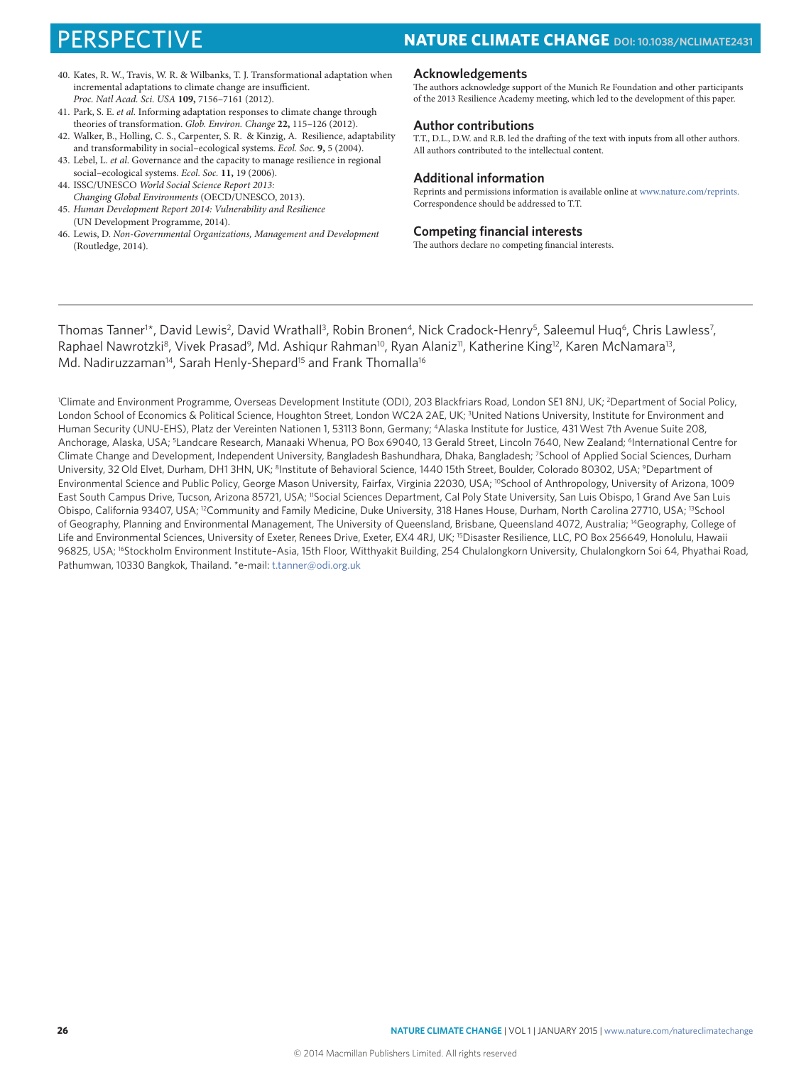40. Kates, R. W., Travis, W. R. & Wilbanks, T. J. Transformational adaptation when incremental adaptations to climate change are insufficient. *Proc. Natl Acad. Sci. USA* **109,** 7156–7161 (2012).
41. Park, S. E. *et al.* Informing adaptation responses to climate change through theories of transformation. *Glob. Environ. Change* **22,** 115–126 (2012).
42. Walker, B., Holling, C. S., Carpenter, S. R. & Kinzig, A. Resilience, adaptability and transformability in social–ecological systems. *Ecol. Soc.* **9,** 5 (2004).
43. Lebel, L. *et al.* Governance and the capacity to manage resilience in regional social–ecological systems. *Ecol. Soc.* **11,** 19 (2006).
44. ISSC/UNESCO *World Social Science Report 2013: Changing Global Environments* (OECD/UNESCO, 2013).
45. *Human Development Report 2014: Vulnerability and Resilience* (UN Development Programme, 2014).
46. Lewis, D. *Non-Governmental Organizations, Management and Development* (Routledge, 2014).

## Acknowledgements

The authors acknowledge support of the Munich Re Foundation and other participants of the 2013 Resilience Academy meeting, which led to the development of this paper.

## Author contributions

T.T., D.L., D.W. and R.B. led the drafting of the text with inputs from all other authors. All authors contributed to the intellectual content.

## Additional information

Reprints and permissions information is available online at www.nature.com/reprints. Correspondence should be addressed to T.T.

## Competing financial interests

The authors declare no competing financial interests.

---

Thomas Tanner[1]*, David Lewis[2], David Wrathall[3], Robin Bronen[4], Nick Cradock-Henry[5], Saleemul Huq[6], Chris Lawless[7], Raphael Nawrotzki[8], Vivek Prasad[9], Md. Ashiqur Rahman[10], Ryan Alaniz[11], Katherine King[12], Karen McNamara[13], Md. Nadiruzzaman[14], Sarah Henly-Shepard[15] and Frank Thomalla[16]

[1]Climate and Environment Programme, Overseas Development Institute (ODI), 203 Blackfriars Road, London SE1 8NJ, UK; [2]Department of Social Policy, London School of Economics & Political Science, Houghton Street, London WC2A 2AE, UK; [3]United Nations University, Institute for Environment and Human Security (UNU-EHS), Platz der Vereinten Nationen 1, 53113 Bonn, Germany; [4]Alaska Institute for Justice, 431 West 7th Avenue Suite 208, Anchorage, Alaska, USA; [5]Landcare Research, Manaaki Whenua, PO Box 69040, 13 Gerald Street, Lincoln 7640, New Zealand; [6]International Centre for Climate Change and Development, Independent University, Bangladesh Bashundhara, Dhaka, Bangladesh; [7]School of Applied Social Sciences, Durham University, 32 Old Elvet, Durham, DH1 3HN, UK; [8]Institute of Behavioral Science, 1440 15th Street, Boulder, Colorado 80302, USA; [9]Department of Environmental Science and Public Policy, George Mason University, Fairfax, Virginia 22030, USA; [10]School of Anthropology, University of Arizona, 1009 East South Campus Drive, Tucson, Arizona 85721, USA; [11]Social Sciences Department, Cal Poly State University, San Luis Obispo, 1 Grand Ave San Luis Obispo, California 93407, USA; [12]Community and Family Medicine, Duke University, 318 Hanes House, Durham, North Carolina 27710, USA; [13]School of Geography, Planning and Environmental Management, The University of Queensland, Brisbane, Queensland 4072, Australia; [14]Geography, College of Life and Environmental Sciences, University of Exeter, Renees Drive, Exeter, EX4 4RJ, UK; [15]Disaster Resilience, LLC, PO Box 256649, Honolulu, Hawaii 96825, USA; [16]Stockholm Environment Institute–Asia, 15th Floor, Witthyakit Building, 254 Chulalongkorn University, Chulalongkorn Soi 64, Phyathai Road, Pathumwan, 10330 Bangkok, Thailand. *e-mail: t.tanner@odi.org.uk

© 2014 Macmillan Publishers Limited. All rights reserved